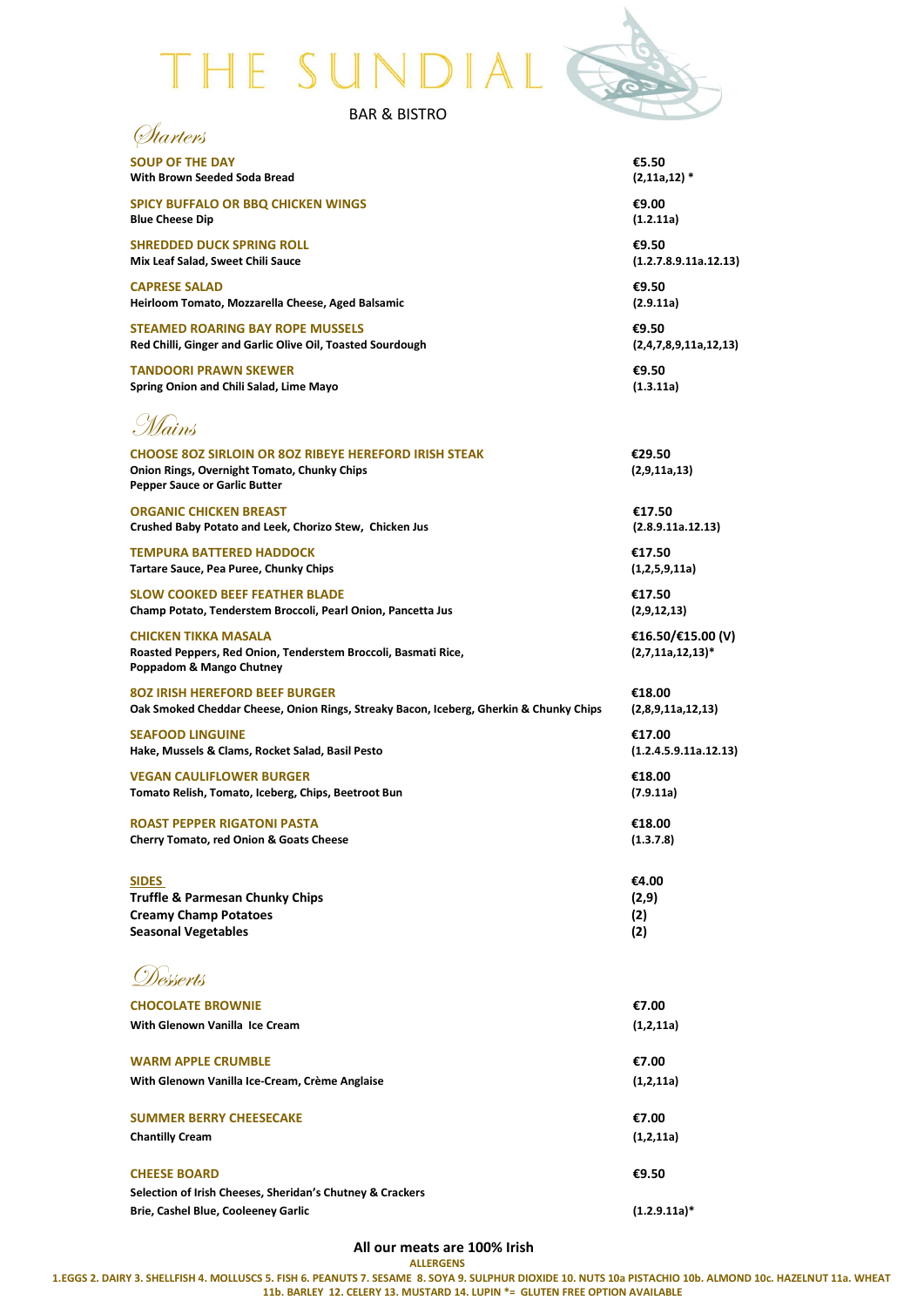# THE SUNDIAL

BAR & BISTRO

## Starters

**SOUP OF THE DAY** — €5.50
**With Brown Seeded Soda Bread** — (2,11a,12) *

**SPICY BUFFALO OR BBQ CHICKEN WINGS** — €9.00
**Blue Cheese Dip** — (1.2.11a)

**SHREDDED DUCK SPRING ROLL** — €9.50
**Mix Leaf Salad, Sweet Chili Sauce** — (1.2.7.8.9.11a.12.13)

**CAPRESE SALAD** — €9.50
**Heirloom Tomato, Mozzarella Cheese, Aged Balsamic** — (2.9.11a)

**STEAMED ROARING BAY ROPE MUSSELS** — €9.50
**Red Chilli, Ginger and Garlic Olive Oil, Toasted Sourdough** — (2,4,7,8,9,11a,12,13)

**TANDOORI PRAWN SKEWER** — €9.50
**Spring Onion and Chili Salad, Lime Mayo** — (1.3.11a)

## Mains

**CHOOSE 8OZ SIRLOIN OR 8OZ RIBEYE HEREFORD IRISH STEAK** — €29.50
**Onion Rings, Overnight Tomato, Chunky Chips** — (2,9,11a,13)
**Pepper Sauce or Garlic Butter**

**ORGANIC CHICKEN BREAST** — €17.50
**Crushed Baby Potato and Leek, Chorizo Stew, Chicken Jus** — (2.8.9.11a.12.13)

**TEMPURA BATTERED HADDOCK** — €17.50
**Tartare Sauce, Pea Puree, Chunky Chips** — (1,2,5,9,11a)

**SLOW COOKED BEEF FEATHER BLADE** — €17.50
**Champ Potato, Tenderstem Broccoli, Pearl Onion, Pancetta Jus** — (2,9,12,13)

**CHICKEN TIKKA MASALA** — €16.50/€15.00 (V)
**Roasted Peppers, Red Onion, Tenderstem Broccoli, Basmati Rice,** — (2,7,11a,12,13)*
**Poppadom & Mango Chutney**

**8OZ IRISH HEREFORD BEEF BURGER** — €18.00
**Oak Smoked Cheddar Cheese, Onion Rings, Streaky Bacon, Iceberg, Gherkin & Chunky Chips** — (2,8,9,11a,12,13)

**SEAFOOD LINGUINE** — €17.00
**Hake, Mussels & Clams, Rocket Salad, Basil Pesto** — (1.2.4.5.9.11a.12.13)

**VEGAN CAULIFLOWER BURGER** — €18.00
**Tomato Relish, Tomato, Iceberg, Chips, Beetroot Bun** — (7.9.11a)

**ROAST PEPPER RIGATONI PASTA** — €18.00
**Cherry Tomato, red Onion & Goats Cheese** — (1.3.7.8)

**SIDES** — €4.00
**Truffle & Parmesan Chunky Chips** — (2,9)
**Creamy Champ Potatoes** — (2)
**Seasonal Vegetables** — (2)

## Desserts

**CHOCOLATE BROWNIE** — €7.00
**With Glenown Vanilla Ice Cream** — (1,2,11a)

**WARM APPLE CRUMBLE** — €7.00
**With Glenown Vanilla Ice-Cream, Crème Anglaise** — (1,2,11a)

**SUMMER BERRY CHEESECAKE** — €7.00
**Chantilly Cream** — (1,2,11a)

**CHEESE BOARD** — €9.50
**Selection of Irish Cheeses, Sheridan's Chutney & Crackers**
**Brie, Cashel Blue, Cooleeney Garlic** — (1.2.9.11a)*

**All our meats are 100% Irish**

**ALLERGENS**

**1.EGGS 2. DAIRY 3. SHELLFISH 4. MOLLUSCS 5. FISH 6. PEANUTS 7. SESAME 8. SOYA 9. SULPHUR DIOXIDE 10. NUTS 10a PISTACHIO 10b. ALMOND 10c. HAZELNUT 11a. WHEAT 11b. BARLEY 12. CELERY 13. MUSTARD 14. LUPIN *= GLUTEN FREE OPTION AVAILABLE**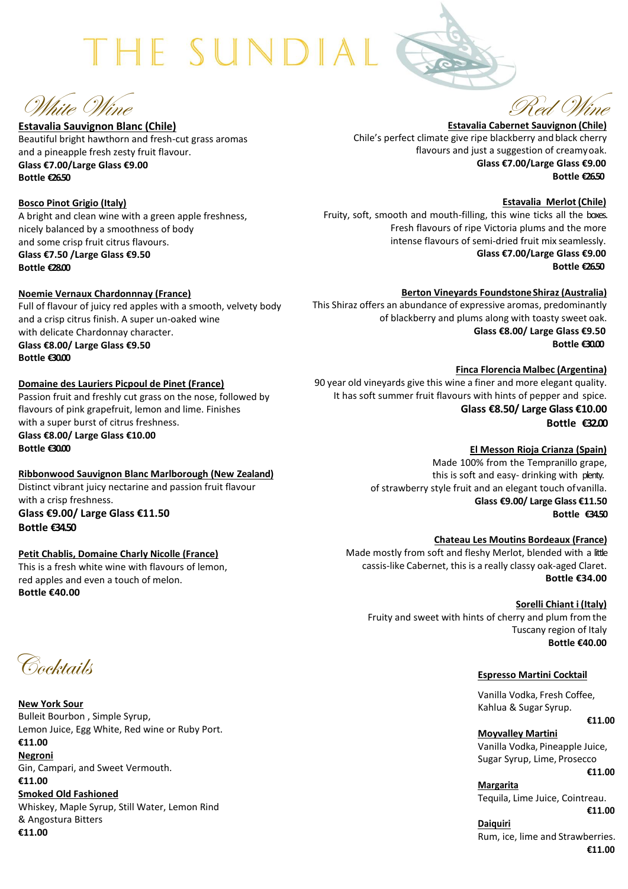# THE SUNDIAL

## White Wine

**Estavalia Sauvignon Blanc (Chile)**
Beautiful bright hawthorn and fresh-cut grass aromas and a pineapple fresh zesty fruit flavour.
**Glass €7.00/Large Glass €9.00**
**Bottle €26.50**

**Bosco Pinot Grigio (Italy)**
A bright and clean wine with a green apple freshness, nicely balanced by a smoothness of body and some crisp fruit citrus flavours.
**Glass €7.50 /Large Glass €9.50**
**Bottle €28.00**

**Noemie Vernaux Chardonnnay (France)**
Full of flavour of juicy red apples with a smooth, velvety body and a crisp citrus finish. A super un-oaked wine with delicate Chardonnay character.
**Glass €8.00/ Large Glass €9.50**
**Bottle €30.00**

**Domaine des Lauriers Picpoul de Pinet (France)**
Passion fruit and freshly cut grass on the nose, followed by flavours of pink grapefruit, lemon and lime. Finishes with a super burst of citrus freshness.
**Glass €8.00/ Large Glass €10.00**
**Bottle €30.00**

**Ribbonwood Sauvignon Blanc Marlborough (New Zealand)**
Distinct vibrant juicy nectarine and passion fruit flavour with a crisp freshness.
**Glass €9.00/ Large Glass €11.50**
**Bottle €34.50**

**Petit Chablis, Domaine Charly Nicolle (France)**
This is a fresh white wine with flavours of lemon, red apples and even a touch of melon.
**Bottle €40.00**

## Red Wine

**Estavalia Cabernet Sauvignon (Chile)**
Chile's perfect climate give ripe blackberry and black cherry flavours and just a suggestion of creamy oak.
**Glass €7.00/Large Glass €9.00**
**Bottle €26.50**

**Estavalia Merlot (Chile)**
Fruity, soft, smooth and mouth-filling, this wine ticks all the boxes. Fresh flavours of ripe Victoria plums and the more intense flavours of semi-dried fruit mix seamlessly.
**Glass €7.00/Large Glass €9.00**
**Bottle €26.50**

**Berton Vineyards Foundstone Shiraz (Australia)**
This Shiraz offers an abundance of expressive aromas, predominantly of blackberry and plums along with toasty sweet oak.
**Glass €8.00/ Large Glass €9.50**
**Bottle €30.00**

**Finca Florencia Malbec (Argentina)**
90 year old vineyards give this wine a finer and more elegant quality. It has soft summer fruit flavours with hints of pepper and spice.
**Glass €8.50/ Large Glass €10.00**
**Bottle €32.00**

**El Messon Rioja Crianza (Spain)**
Made 100% from the Tempranillo grape, this is soft and easy- drinking with plenty. of strawberry style fruit and an elegant touch of vanilla.
**Glass €9.00/ Large Glass €11.50**
**Bottle €34.50**

**Chateau Les Moutins Bordeaux (France)**
Made mostly from soft and fleshy Merlot, blended with a little cassis-like Cabernet, this is a really classy oak-aged Claret.
**Bottle €34.00**

**Sorelli Chiant i (Italy)**
Fruity and sweet with hints of cherry and plum from the Tuscany region of Italy
**Bottle €40.00**

## Cocktails

**New York Sour**
Bulleit Bourbon , Simple Syrup, Lemon Juice, Egg White, Red wine or Ruby Port.
**€11.00**

**Negroni**
Gin, Campari, and Sweet Vermouth.
**€11.00**

**Smoked Old Fashioned**
Whiskey, Maple Syrup, Still Water, Lemon Rind & Angostura Bitters
**€11.00**

**Espresso Martini Cocktail**
Vanilla Vodka, Fresh Coffee, Kahlua & Sugar Syrup.
**€11.00**

**Moyvalley Martini**
Vanilla Vodka, Pineapple Juice, Sugar Syrup, Lime, Prosecco
**€11.00**

**Margarita**
Tequila, Lime Juice, Cointreau.
**€11.00**

**Daiquiri**
Rum, ice, lime and Strawberries.
**€11.00**